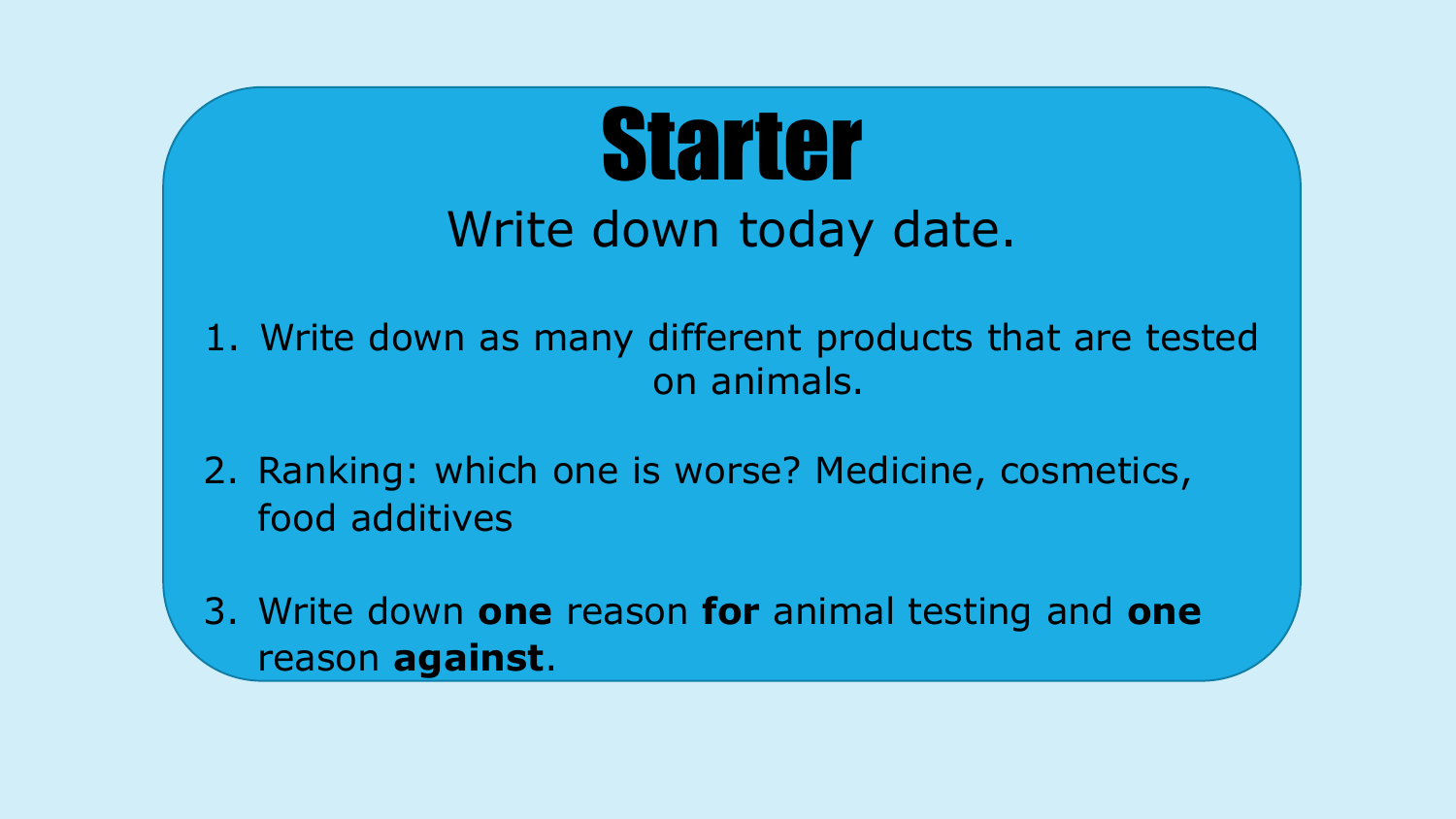# Starter

Write down today date.

1. Write down as many different products that are tested on animals.
2. Ranking: which one is worse? Medicine, cosmetics, food additives
3. Write down **one** reason **for** animal testing and **one** reason **against**.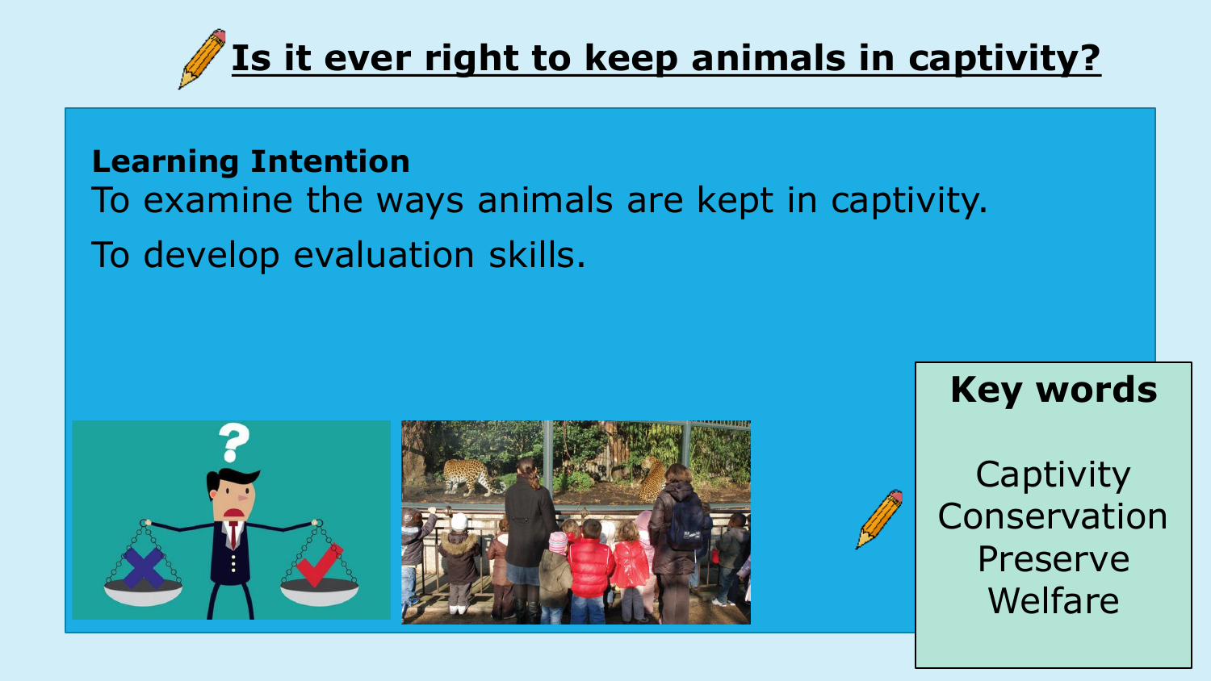# Is it ever right to keep animals in captivity?

**Learning Intention**

To examine the ways animals are kept in captivity.

To develop evaluation skills.

**Key words**

Captivity
Conservation
Preserve
Welfare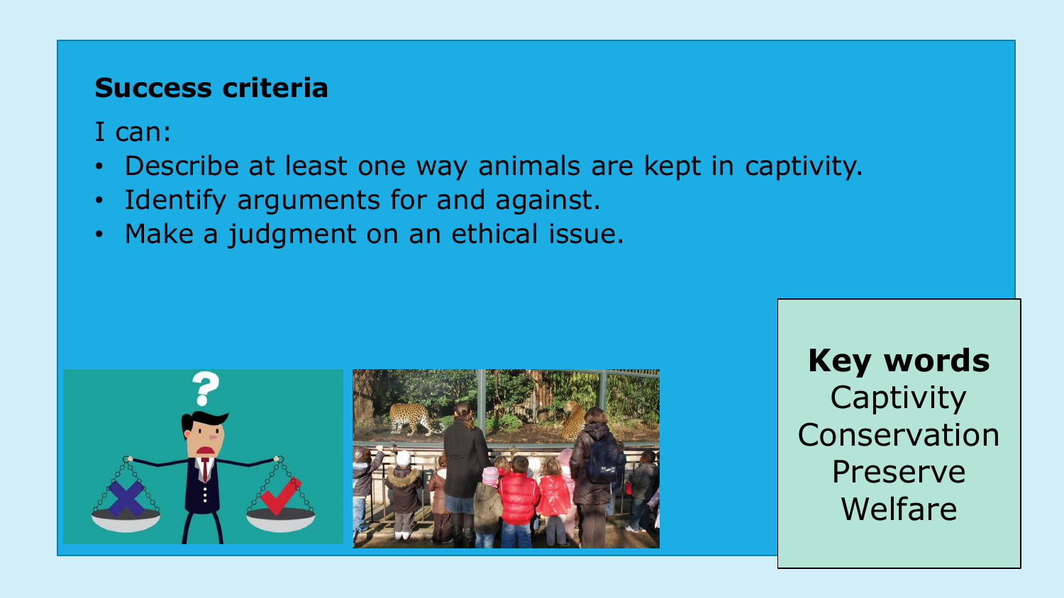## Success criteria

I can:

- Describe at least one way animals are kept in captivity.
- Identify arguments for and against.
- Make a judgment on an ethical issue.

**Key words**
Captivity
Conservation
Preserve
Welfare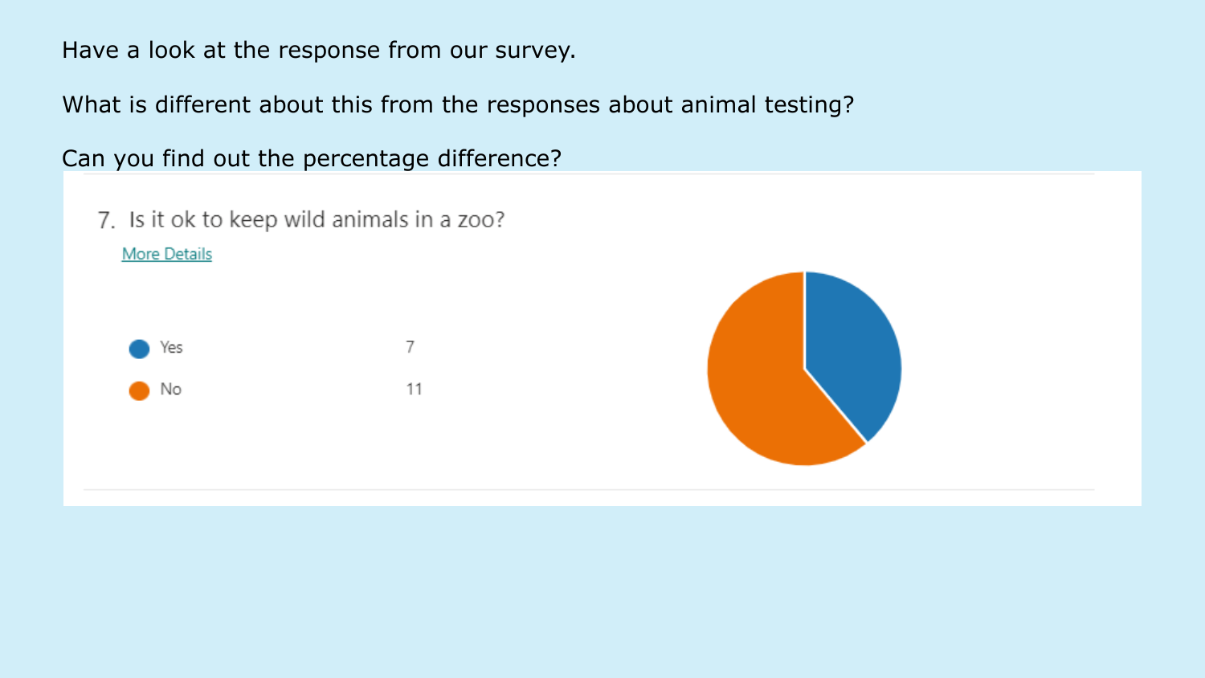Have a look at the response from our survey.

What is different about this from the responses about animal testing?

Can you find out the percentage difference?

7. Is it ok to keep wild animals in a zoo?

More Details

| | |
|---|---|
| Yes | 7 |
| No | 11 |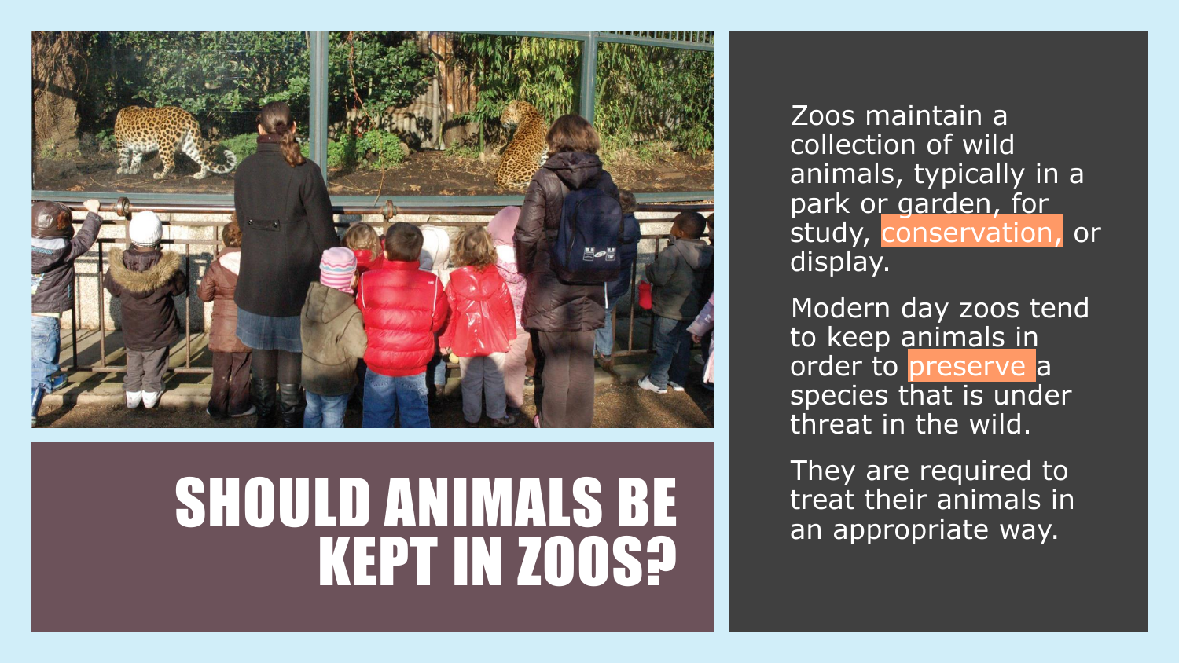# SHOULD ANIMALS BE KEPT IN ZOOS?

Zoos maintain a collection of wild animals, typically in a park or garden, for study, conservation, or display.

Modern day zoos tend to keep animals in order to preserve a species that is under threat in the wild.

They are required to treat their animals in an appropriate way.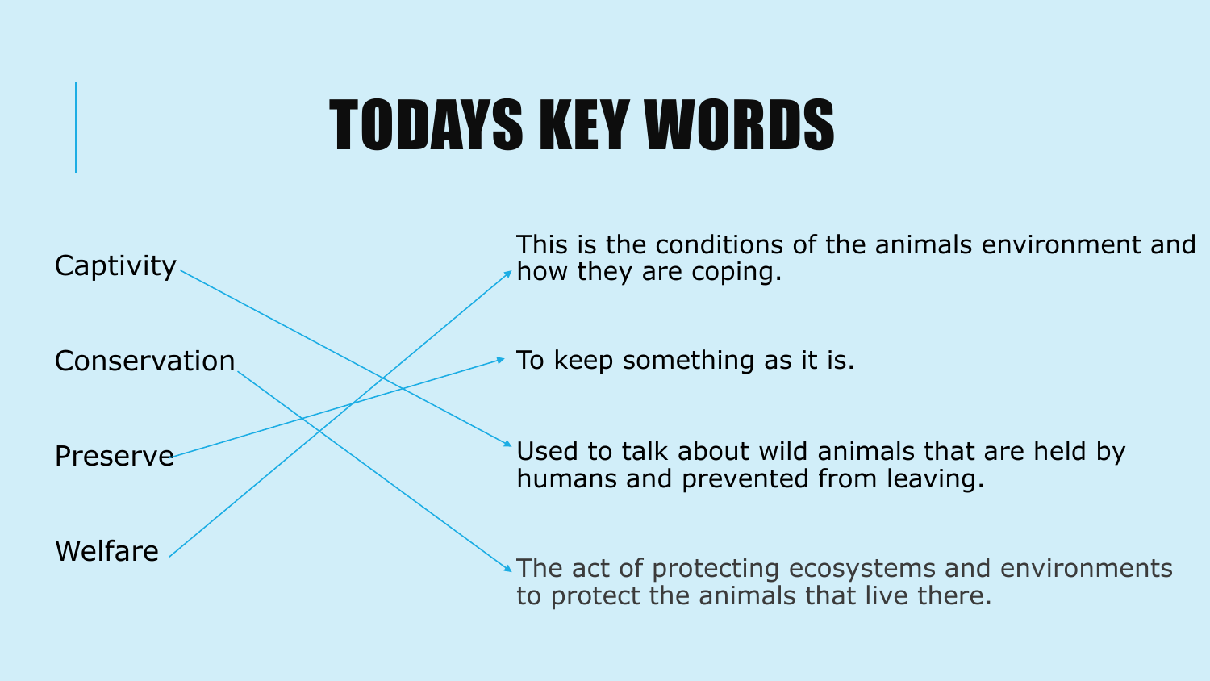# TODAYS KEY WORDS

| Key word | Definition |
| --- | --- |
| Captivity | Used to talk about wild animals that are held by humans and prevented from leaving. |
| Conservation | The act of protecting ecosystems and environments to protect the animals that live there. |
| Preserve | To keep something as it is. |
| Welfare | This is the conditions of the animals environment and how they are coping. |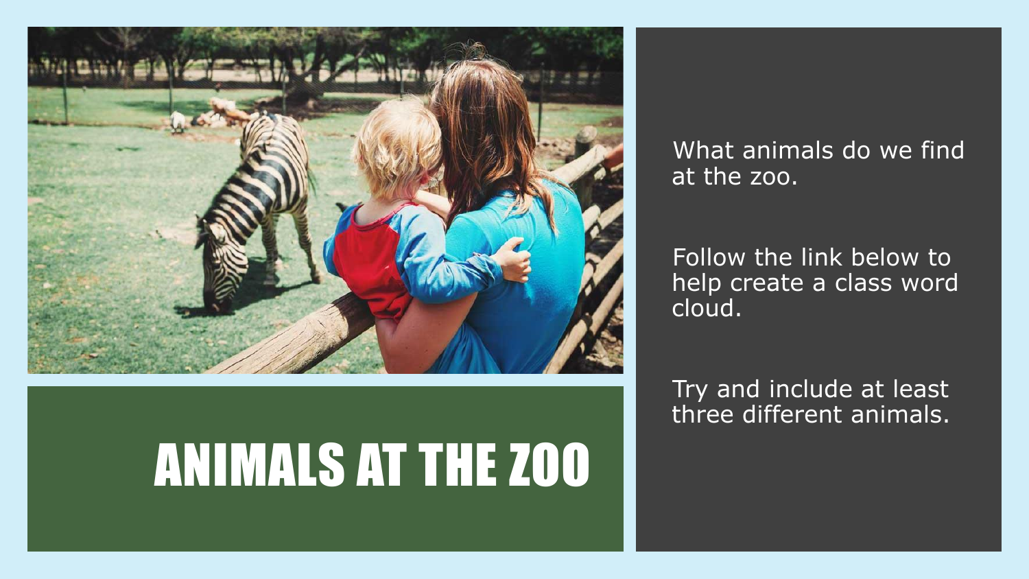# ANIMALS AT THE ZOO

What animals do we find at the zoo.

Follow the link below to help create a class word cloud.

Try and include at least three different animals.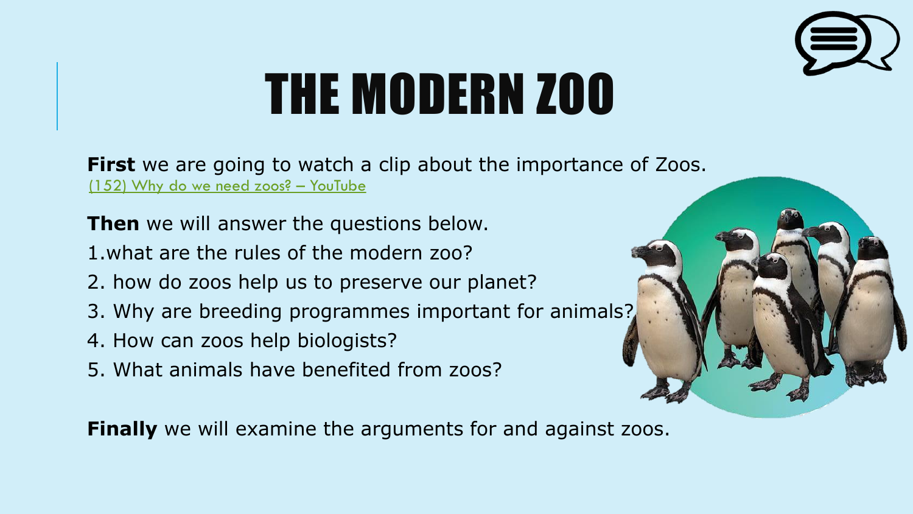# THE MODERN ZOO

**First** we are going to watch a clip about the importance of Zoos.
(152) Why do we need zoos? – YouTube

**Then** we will answer the questions below.

1.what are the rules of the modern zoo?

2. how do zoos help us to preserve our planet?

3. Why are breeding programmes important for animals?

4. How can zoos help biologists?

5. What animals have benefited from zoos?

**Finally** we will examine the arguments for and against zoos.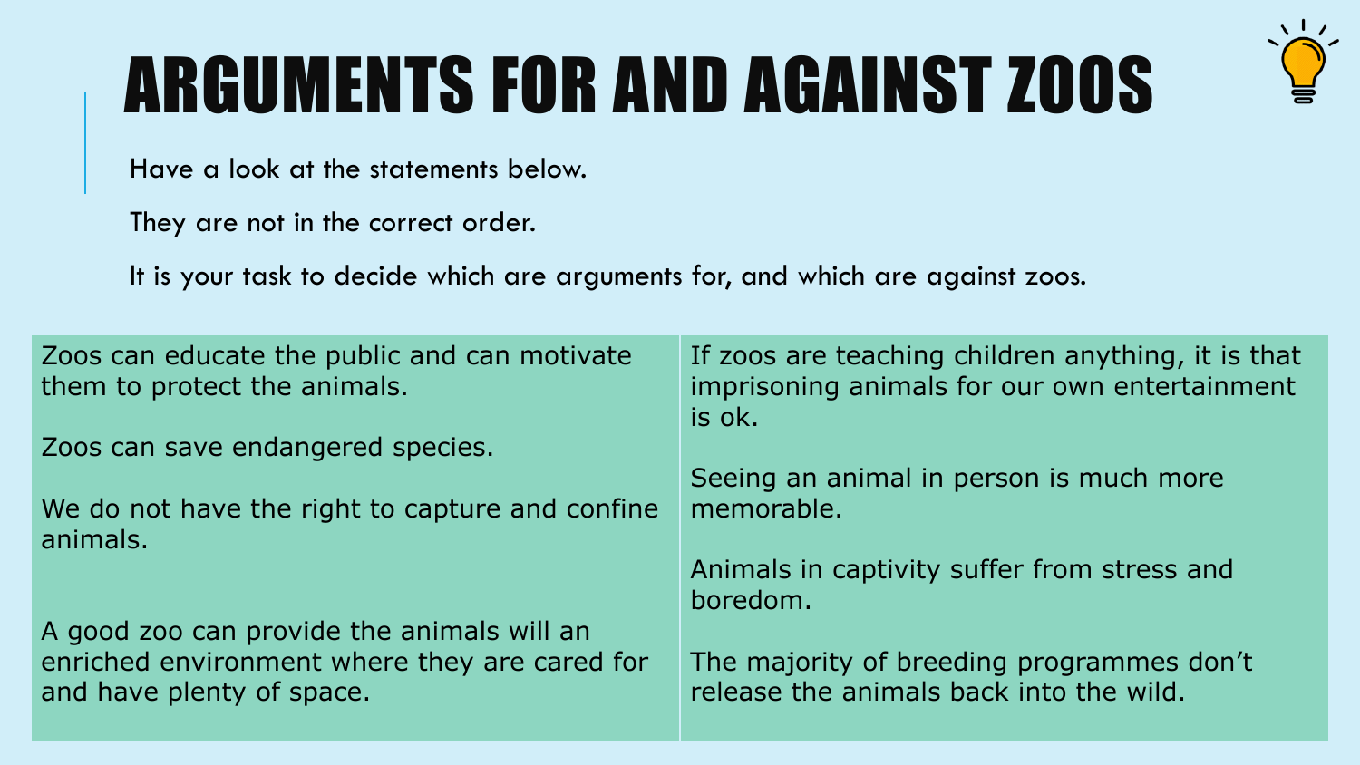# ARGUMENTS FOR AND AGAINST ZOOS

Have a look at the statements below.

They are not in the correct order.

It is your task to decide which are arguments for, and which are against zoos.

| | |
|---|---|
| Zoos can educate the public and can motivate them to protect the animals.<br><br>Zoos can save endangered species.<br><br>We do not have the right to capture and confine animals.<br><br>A good zoo can provide the animals will an enriched environment where they are cared for and have plenty of space. | If zoos are teaching children anything, it is that imprisoning animals for our own entertainment is ok.<br><br>Seeing an animal in person is much more memorable.<br><br>Animals in captivity suffer from stress and boredom.<br><br>The majority of breeding programmes don't release the animals back into the wild. |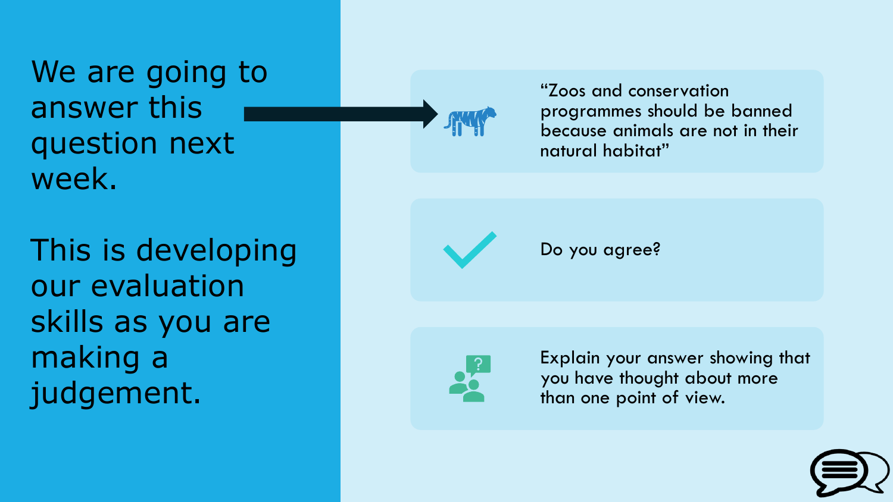We are going to answer this question next week.

This is developing our evaluation skills as you are making a judgement.

"Zoos and conservation programmes should be banned because animals are not in their natural habitat"

Do you agree?

Explain your answer showing that you have thought about more than one point of view.